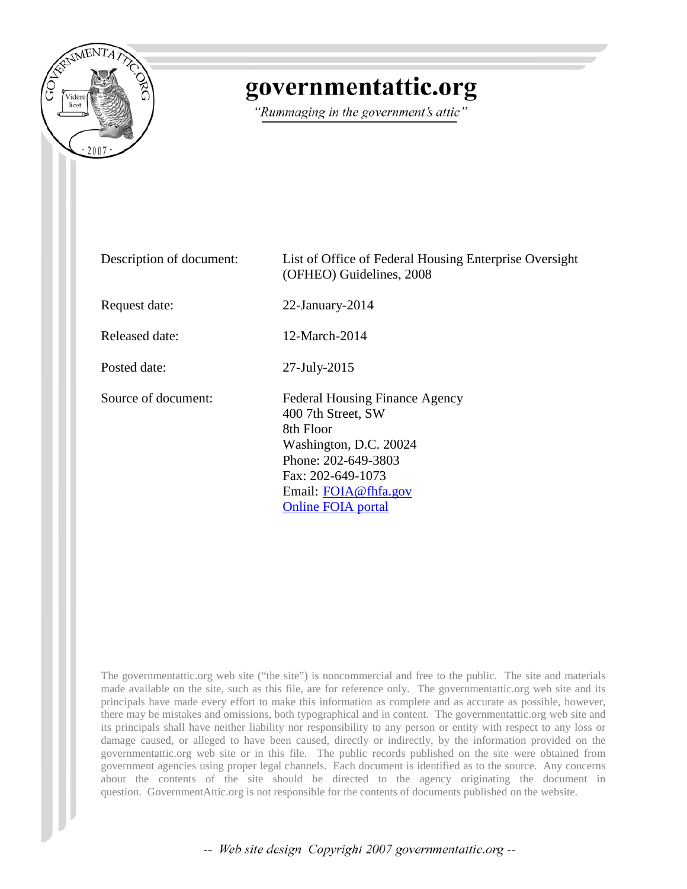# governmentattic.org

*"Rummaging in the government's attic"*

| | |
|---|---|
| Description of document: | List of Office of Federal Housing Enterprise Oversight (OFHEO) Guidelines, 2008 |
| Request date: | 22-January-2014 |
| Released date: | 12-March-2014 |
| Posted date: | 27-July-2015 |
| Source of document: | Federal Housing Finance Agency<br>400 7th Street, SW<br>8th Floor<br>Washington, D.C. 20024<br>Phone: 202-649-3803<br>Fax: 202-649-1073<br>Email: FOIA@fhfa.gov<br>Online FOIA portal |

The governmentattic.org web site ("the site") is noncommercial and free to the public. The site and materials made available on the site, such as this file, are for reference only. The governmentattic.org web site and its principals have made every effort to make this information as complete and as accurate as possible, however, there may be mistakes and omissions, both typographical and in content. The governmentattic.org web site and its principals shall have neither liability nor responsibility to any person or entity with respect to any loss or damage caused, or alleged to have been caused, directly or indirectly, by the information provided on the governmentattic.org web site or in this file. The public records published on the site were obtained from government agencies using proper legal channels. Each document is identified as to the source. Any concerns about the contents of the site should be directed to the agency originating the document in question. GovernmentAttic.org is not responsible for the contents of documents published on the website.

*-- Web site design Copyright 2007 governmentattic.org --*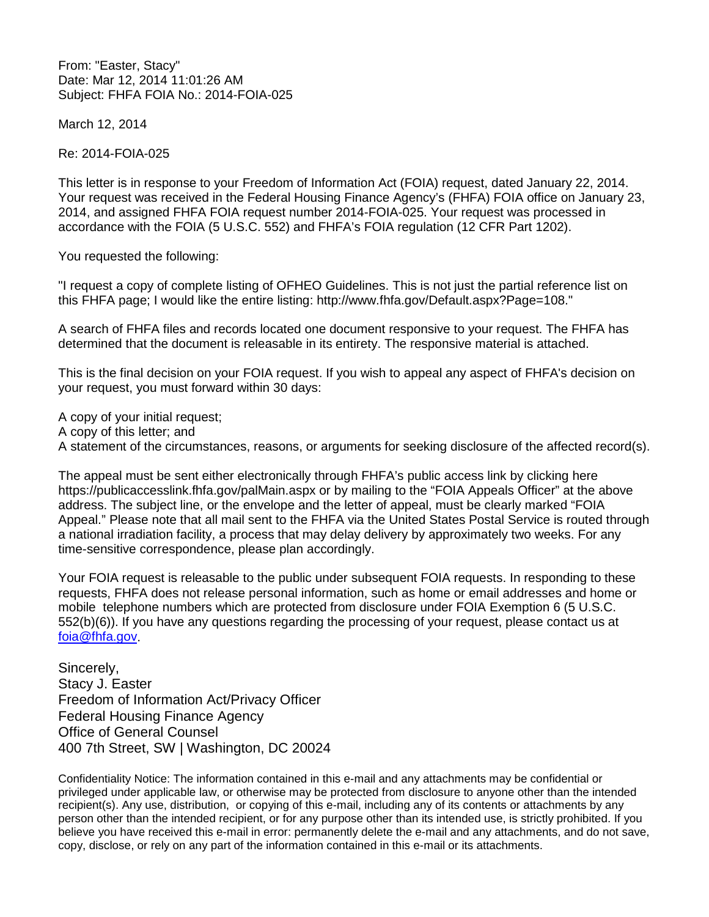From: "Easter, Stacy"
Date: Mar 12, 2014 11:01:26 AM
Subject: FHFA FOIA No.: 2014-FOIA-025

March 12, 2014

Re: 2014-FOIA-025

This letter is in response to your Freedom of Information Act (FOIA) request, dated January 22, 2014. Your request was received in the Federal Housing Finance Agency's (FHFA) FOIA office on January 23, 2014, and assigned FHFA FOIA request number 2014-FOIA-025. Your request was processed in accordance with the FOIA (5 U.S.C. 552) and FHFA's FOIA regulation (12 CFR Part 1202).

You requested the following:

"I request a copy of complete listing of OFHEO Guidelines. This is not just the partial reference list on this FHFA page; I would like the entire listing: http://www.fhfa.gov/Default.aspx?Page=108."

A search of FHFA files and records located one document responsive to your request. The FHFA has determined that the document is releasable in its entirety. The responsive material is attached.

This is the final decision on your FOIA request. If you wish to appeal any aspect of FHFA's decision on your request, you must forward within 30 days:

A copy of your initial request;
A copy of this letter; and
A statement of the circumstances, reasons, or arguments for seeking disclosure of the affected record(s).

The appeal must be sent either electronically through FHFA's public access link by clicking here https://publicaccesslink.fhfa.gov/palMain.aspx or by mailing to the "FOIA Appeals Officer" at the above address. The subject line, or the envelope and the letter of appeal, must be clearly marked "FOIA Appeal." Please note that all mail sent to the FHFA via the United States Postal Service is routed through a national irradiation facility, a process that may delay delivery by approximately two weeks. For any time-sensitive correspondence, please plan accordingly.

Your FOIA request is releasable to the public under subsequent FOIA requests. In responding to these requests, FHFA does not release personal information, such as home or email addresses and home or mobile telephone numbers which are protected from disclosure under FOIA Exemption 6 (5 U.S.C. 552(b)(6)). If you have any questions regarding the processing of your request, please contact us at foia@fhfa.gov.

Sincerely,
Stacy J. Easter
Freedom of Information Act/Privacy Officer
Federal Housing Finance Agency
Office of General Counsel
400 7th Street, SW | Washington, DC 20024

Confidentiality Notice: The information contained in this e-mail and any attachments may be confidential or privileged under applicable law, or otherwise may be protected from disclosure to anyone other than the intended recipient(s). Any use, distribution, or copying of this e-mail, including any of its contents or attachments by any person other than the intended recipient, or for any purpose other than its intended use, is strictly prohibited. If you believe you have received this e-mail in error: permanently delete the e-mail and any attachments, and do not save, copy, disclose, or rely on any part of the information contained in this e-mail or its attachments.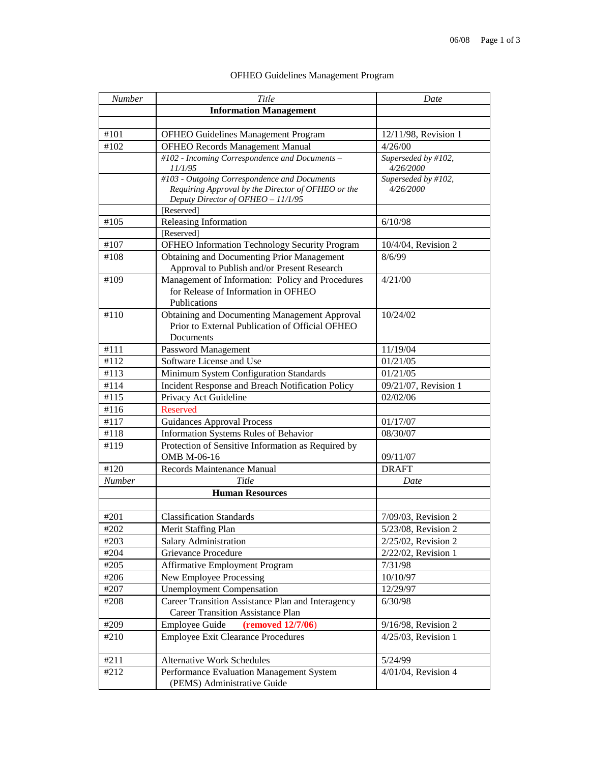OFHEO Guidelines Management Program

| *Number* | *Title* | *Date* |
|---|---|---|
| | **Information Management** | |
| | | |
| #101 | OFHEO Guidelines Management Program | 12/11/98, Revision 1 |
| #102 | OFHEO Records Management Manual | 4/26/00 |
| | *#102 - Incoming Correspondence and Documents – 11/1/95* | *Superseded by #102, 4/26/2000* |
| | *#103 - Outgoing Correspondence and Documents Requiring Approval by the Director of OFHEO or the Deputy Director of OFHEO – 11/1/95* | *Superseded by #102, 4/26/2000* |
| | [Reserved] | |
| #105 | Releasing Information | 6/10/98 |
| | [Reserved] | |
| #107 | OFHEO Information Technology Security Program | 10/4/04, Revision 2 |
| #108 | Obtaining and Documenting Prior Management Approval to Publish and/or Present Research | 8/6/99 |
| #109 | Management of Information: Policy and Procedures for Release of Information in OFHEO Publications | 4/21/00 |
| #110 | Obtaining and Documenting Management Approval Prior to External Publication of Official OFHEO Documents | 10/24/02 |
| #111 | Password Management | 11/19/04 |
| #112 | Software License and Use | 01/21/05 |
| #113 | Minimum System Configuration Standards | 01/21/05 |
| #114 | Incident Response and Breach Notification Policy | 09/21/07, Revision 1 |
| #115 | Privacy Act Guideline | 02/02/06 |
| #116 | Reserved | |
| #117 | Guidances Approval Process | 01/17/07 |
| #118 | Information Systems Rules of Behavior | 08/30/07 |
| #119 | Protection of Sensitive Information as Required by OMB M-06-16 | 09/11/07 |
| #120 | Records Maintenance Manual | DRAFT |
| *Number* | *Title* | *Date* |
| | **Human Resources** | |
| | | |
| #201 | Classification Standards | 7/09/03, Revision 2 |
| #202 | Merit Staffing Plan | 5/23/08, Revision 2 |
| #203 | Salary Administration | 2/25/02, Revision 2 |
| #204 | Grievance Procedure | 2/22/02, Revision 1 |
| #205 | Affirmative Employment Program | 7/31/98 |
| #206 | New Employee Processing | 10/10/97 |
| #207 | Unemployment Compensation | 12/29/97 |
| #208 | Career Transition Assistance Plan and Interagency Career Transition Assistance Plan | 6/30/98 |
| #209 | Employee Guide **(removed 12/7/06)** | 9/16/98, Revision 2 |
| #210 | Employee Exit Clearance Procedures | 4/25/03, Revision 1 |
| #211 | Alternative Work Schedules | 5/24/99 |
| #212 | Performance Evaluation Management System (PEMS) Administrative Guide | 4/01/04, Revision 4 |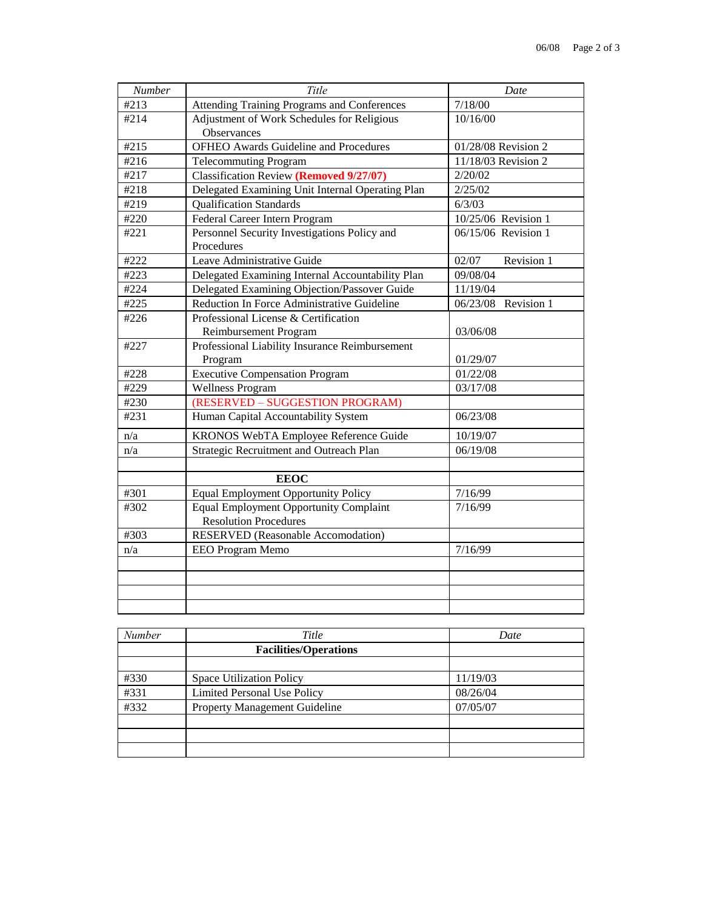| *Number* | *Title* | *Date* |
|---|---|---|
| #213 | Attending Training Programs and Conferences | 7/18/00 |
| #214 | Adjustment of Work Schedules for Religious Observances | 10/16/00 |
| #215 | OFHEO Awards Guideline and Procedures | 01/28/08 Revision 2 |
| #216 | Telecommuting Program | 11/18/03 Revision 2 |
| #217 | Classification Review **(Removed 9/27/07)** | 2/20/02 |
| #218 | Delegated Examining Unit Internal Operating Plan | 2/25/02 |
| #219 | Qualification Standards | 6/3/03 |
| #220 | Federal Career Intern Program | 10/25/06 Revision 1 |
| #221 | Personnel Security Investigations Policy and Procedures | 06/15/06 Revision 1 |
| #222 | Leave Administrative Guide | 02/07 Revision 1 |
| #223 | Delegated Examining Internal Accountability Plan | 09/08/04 |
| #224 | Delegated Examining Objection/Passover Guide | 11/19/04 |
| #225 | Reduction In Force Administrative Guideline | 06/23/08 Revision 1 |
| #226 | Professional License & Certification Reimbursement Program | 03/06/08 |
| #227 | Professional Liability Insurance Reimbursement Program | 01/29/07 |
| #228 | Executive Compensation Program | 01/22/08 |
| #229 | Wellness Program | 03/17/08 |
| #230 | (RESERVED – SUGGESTION PROGRAM) | |
| #231 | Human Capital Accountability System | 06/23/08 |
| n/a | KRONOS WebTA Employee Reference Guide | 10/19/07 |
| n/a | Strategic Recruitment and Outreach Plan | 06/19/08 |
| | | |
| | **EEOC** | |
| #301 | Equal Employment Opportunity Policy | 7/16/99 |
| #302 | Equal Employment Opportunity Complaint Resolution Procedures | 7/16/99 |
| #303 | RESERVED (Reasonable Accomodation) | |
| n/a | EEO Program Memo | 7/16/99 |
| | | |
| | | |
| | | |
| | | |

| *Number* | *Title* | *Date* |
|---|---|---|
| | **Facilities/Operations** | |
| | | |
| #330 | Space Utilization Policy | 11/19/03 |
| #331 | Limited Personal Use Policy | 08/26/04 |
| #332 | Property Management Guideline | 07/05/07 |
| | | |
| | | |
| | | |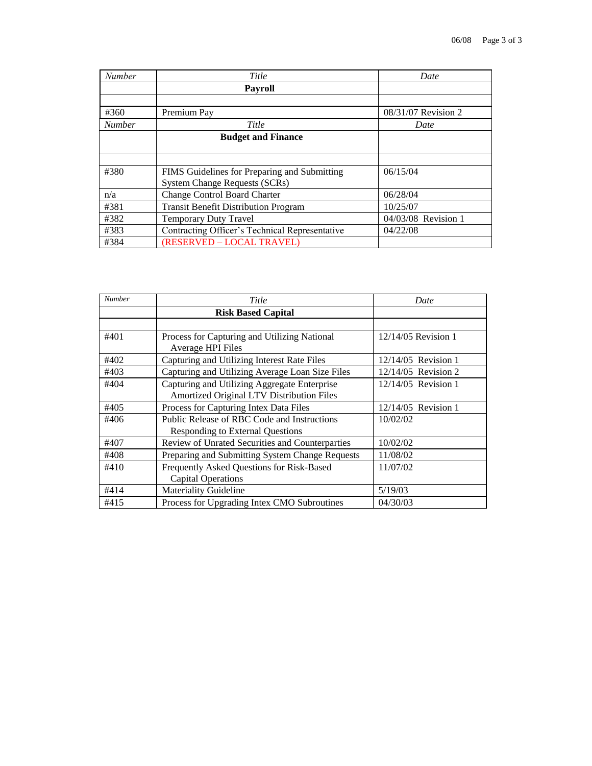| *Number* | *Title* | *Date* |
|---|---|---|
| | **Payroll** | |
| | | |
| #360 | Premium Pay | 08/31/07 Revision 2 |

| *Number* | *Title* | *Date* |
|---|---|---|
| | **Budget and Finance** | |
| | | |
| #380 | FIMS Guidelines for Preparing and Submitting System Change Requests (SCRs) | 06/15/04 |
| n/a | Change Control Board Charter | 06/28/04 |
| #381 | Transit Benefit Distribution Program | 10/25/07 |
| #382 | Temporary Duty Travel | 04/03/08 Revision 1 |
| #383 | Contracting Officer's Technical Representative | 04/22/08 |
| #384 | (RESERVED – LOCAL TRAVEL) | |

| *Number* | *Title* | *Date* |
|---|---|---|
| | **Risk Based Capital** | |
| | | |
| #401 | Process for Capturing and Utilizing National Average HPI Files | 12/14/05 Revision 1 |
| #402 | Capturing and Utilizing Interest Rate Files | 12/14/05 Revision 1 |
| #403 | Capturing and Utilizing Average Loan Size Files | 12/14/05 Revision 2 |
| #404 | Capturing and Utilizing Aggregate Enterprise Amortized Original LTV Distribution Files | 12/14/05 Revision 1 |
| #405 | Process for Capturing Intex Data Files | 12/14/05 Revision 1 |
| #406 | Public Release of RBC Code and Instructions Responding to External Questions | 10/02/02 |
| #407 | Review of Unrated Securities and Counterparties | 10/02/02 |
| #408 | Preparing and Submitting System Change Requests | 11/08/02 |
| #410 | Frequently Asked Questions for Risk-Based Capital Operations | 11/07/02 |
| #414 | Materiality Guideline | 5/19/03 |
| #415 | Process for Upgrading Intex CMO Subroutines | 04/30/03 |